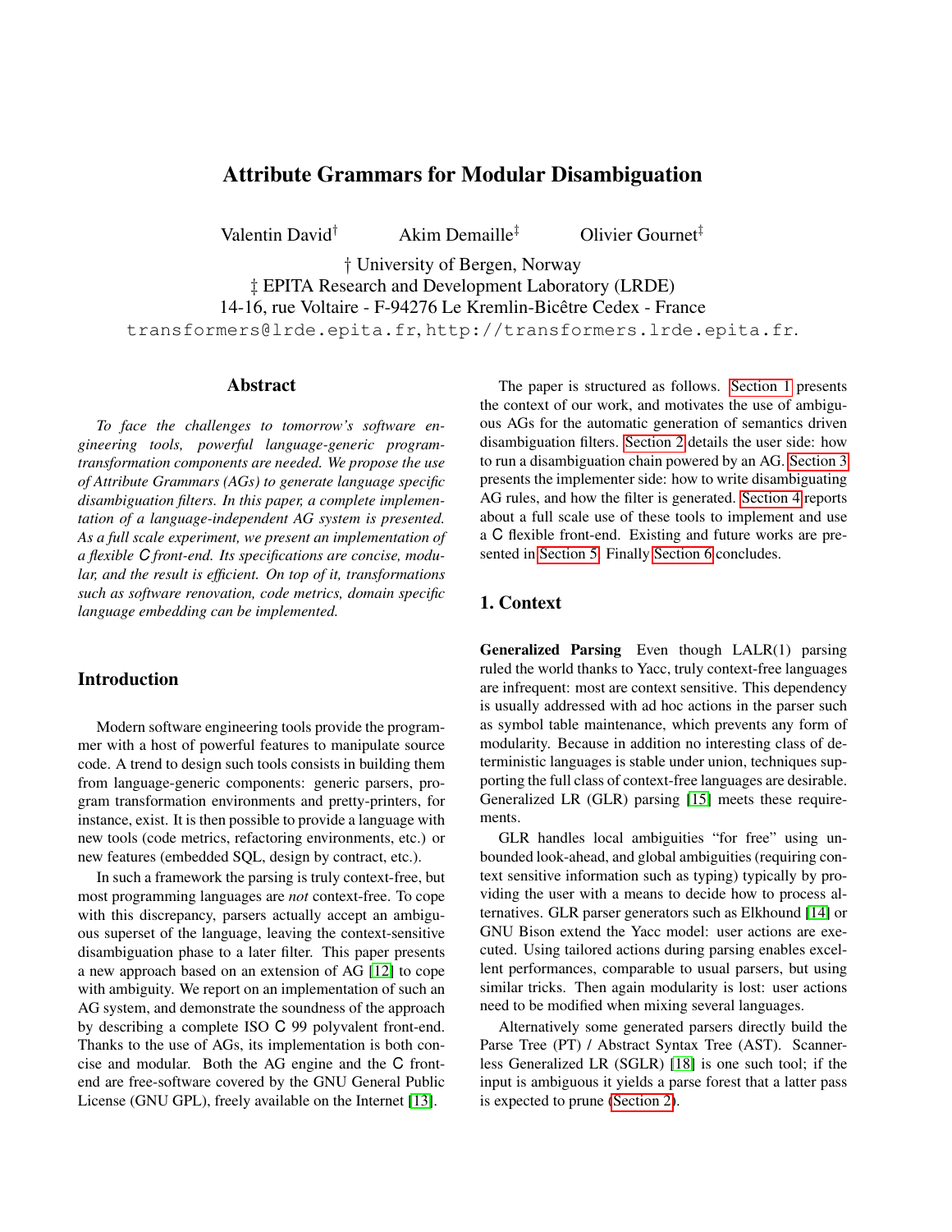# Attribute Grammars for Modular Disambiguation

Valentin David[†] Akim Demaille[‡] Olivier Gournet[‡]

† University of Bergen, Norway
‡ EPITA Research and Development Laboratory (LRDE)
14-16, rue Voltaire - F-94276 Le Kremlin-Bicêtre Cedex - France
transformers@lrde.epita.fr, http://transformers.lrde.epita.fr.

## Abstract

*To face the challenges to tomorrow's software engineering tools, powerful language-generic program-transformation components are needed. We propose the use of Attribute Grammars (AGs) to generate language specific disambiguation filters. In this paper, a complete implementation of a language-independent AG system is presented. As a full scale experiment, we present an implementation of a flexible C front-end. Its specifications are concise, modular, and the result is efficient. On top of it, transformations such as software renovation, code metrics, domain specific language embedding can be implemented.*

## Introduction

Modern software engineering tools provide the programmer with a host of powerful features to manipulate source code. A trend to design such tools consists in building them from language-generic components: generic parsers, program transformation environments and pretty-printers, for instance, exist. It is then possible to provide a language with new tools (code metrics, refactoring environments, etc.) or new features (embedded SQL, design by contract, etc.).

In such a framework the parsing is truly context-free, but most programming languages are *not* context-free. To cope with this discrepancy, parsers actually accept an ambiguous superset of the language, leaving the context-sensitive disambiguation phase to a later filter. This paper presents a new approach based on an extension of AG [12] to cope with ambiguity. We report on an implementation of such an AG system, and demonstrate the soundness of the approach by describing a complete ISO C 99 polyvalent front-end. Thanks to the use of AGs, its implementation is both concise and modular. Both the AG engine and the C front-end are free-software covered by the GNU General Public License (GNU GPL), freely available on the Internet [13].

The paper is structured as follows. Section 1 presents the context of our work, and motivates the use of ambiguous AGs for the automatic generation of semantics driven disambiguation filters. Section 2 details the user side: how to run a disambiguation chain powered by an AG. Section 3 presents the implementer side: how to write disambiguating AG rules, and how the filter is generated. Section 4 reports about a full scale use of these tools to implement and use a C flexible front-end. Existing and future works are presented in Section 5. Finally Section 6 concludes.

## 1. Context

**Generalized Parsing** Even though LALR(1) parsing ruled the world thanks to Yacc, truly context-free languages are infrequent: most are context sensitive. This dependency is usually addressed with ad hoc actions in the parser such as symbol table maintenance, which prevents any form of modularity. Because in addition no interesting class of deterministic languages is stable under union, techniques supporting the full class of context-free languages are desirable. Generalized LR (GLR) parsing [15] meets these requirements.

GLR handles local ambiguities "for free" using unbounded look-ahead, and global ambiguities (requiring context sensitive information such as typing) typically by providing the user with a means to decide how to process alternatives. GLR parser generators such as Elkhound [14] or GNU Bison extend the Yacc model: user actions are executed. Using tailored actions during parsing enables excellent performances, comparable to usual parsers, but using similar tricks. Then again modularity is lost: user actions need to be modified when mixing several languages.

Alternatively some generated parsers directly build the Parse Tree (PT) / Abstract Syntax Tree (AST). Scannerless Generalized LR (SGLR) [18] is one such tool; if the input is ambiguous it yields a parse forest that a latter pass is expected to prune (Section 2).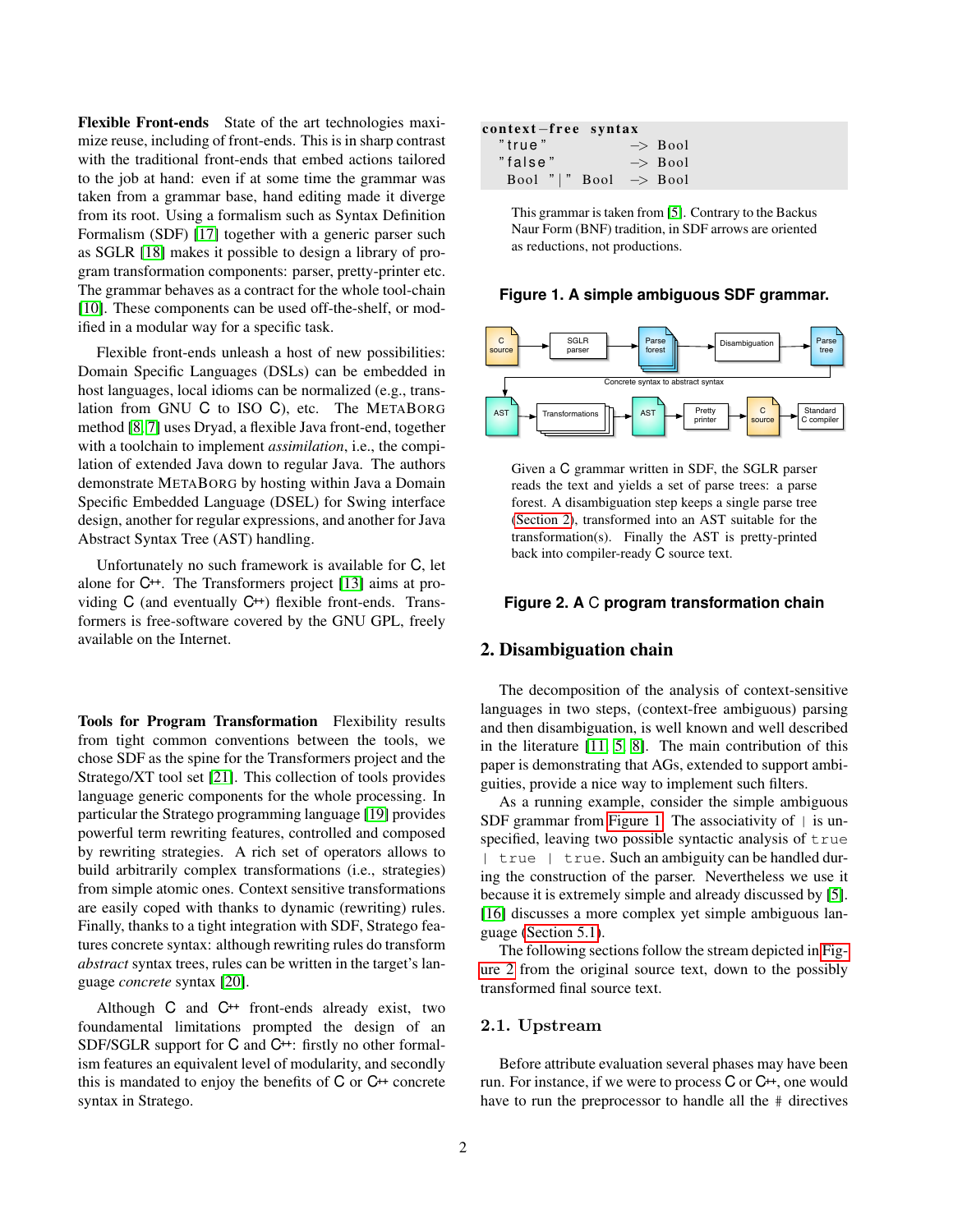**Flexible Front-ends** State of the art technologies maximize reuse, including of front-ends. This is in sharp contrast with the traditional front-ends that embed actions tailored to the job at hand: even if at some time the grammar was taken from a grammar base, hand editing made it diverge from its root. Using a formalism such as Syntax Definition Formalism (SDF) [17] together with a generic parser such as SGLR [18] makes it possible to design a library of program transformation components: parser, pretty-printer etc. The grammar behaves as a contract for the whole tool-chain [10]. These components can be used off-the-shelf, or modified in a modular way for a specific task.

Flexible front-ends unleash a host of new possibilities: Domain Specific Languages (DSLs) can be embedded in host languages, local idioms can be normalized (e.g., translation from GNU C to ISO C), etc. The METABORG method [8, 7] uses Dryad, a flexible Java front-end, together with a toolchain to implement *assimilation*, i.e., the compilation of extended Java down to regular Java. The authors demonstrate METABORG by hosting within Java a Domain Specific Embedded Language (DSEL) for Swing interface design, another for regular expressions, and another for Java Abstract Syntax Tree (AST) handling.

Unfortunately no such framework is available for C, let alone for C++. The Transformers project [13] aims at providing C (and eventually C++) flexible front-ends. Transformers is free-software covered by the GNU GPL, freely available on the Internet.

**Tools for Program Transformation** Flexibility results from tight common conventions between the tools, we chose SDF as the spine for the Transformers project and the Stratego/XT tool set [21]. This collection of tools provides language generic components for the whole processing. In particular the Stratego programming language [19] provides powerful term rewriting features, controlled and composed by rewriting strategies. A rich set of operators allows to build arbitrarily complex transformations (i.e., strategies) from simple atomic ones. Context sensitive transformations are easily coped with thanks to dynamic (rewriting) rules. Finally, thanks to a tight integration with SDF, Stratego features concrete syntax: although rewriting rules do transform *abstract* syntax trees, rules can be written in the target's language *concrete* syntax [20].

Although C and C++ front-ends already exist, two foundamental limitations prompted the design of an SDF/SGLR support for C and C++: firstly no other formalism features an equivalent level of modularity, and secondly this is mandated to enjoy the benefits of C or C++ concrete syntax in Stratego.

```
context-free syntax
  "true"          -> Bool
  "false"         -> Bool
  Bool "|" Bool   -> Bool
```

This grammar is taken from [5]. Contrary to the Backus Naur Form (BNF) tradition, in SDF arrows are oriented as reductions, not productions.

**Figure 1. A simple ambiguous SDF grammar.**

Given a C grammar written in SDF, the SGLR parser reads the text and yields a set of parse trees: a parse forest. A disambiguation step keeps a single parse tree (Section 2), transformed into an AST suitable for the transformation(s). Finally the AST is pretty-printed back into compiler-ready C source text.

**Figure 2. A C program transformation chain**

## 2. Disambiguation chain

The decomposition of the analysis of context-sensitive languages in two steps, (context-free ambiguous) parsing and then disambiguation, is well known and well described in the literature [11, 5, 8]. The main contribution of this paper is demonstrating that AGs, extended to support ambiguities, provide a nice way to implement such filters.

As a running example, consider the simple ambiguous SDF grammar from Figure 1. The associativity of `|` is unspecified, leaving two possible syntactic analysis of `true | true | true`. Such an ambiguity can be handled during the construction of the parser. Nevertheless we use it because it is extremely simple and already discussed by [5]. [16] discusses a more complex yet simple ambiguous language (Section 5.1).

The following sections follow the stream depicted in Figure 2 from the original source text, down to the possibly transformed final source text.

### 2.1. Upstream

Before attribute evaluation several phases may have been run. For instance, if we were to process C or C++, one would have to run the preprocessor to handle all the `#` directives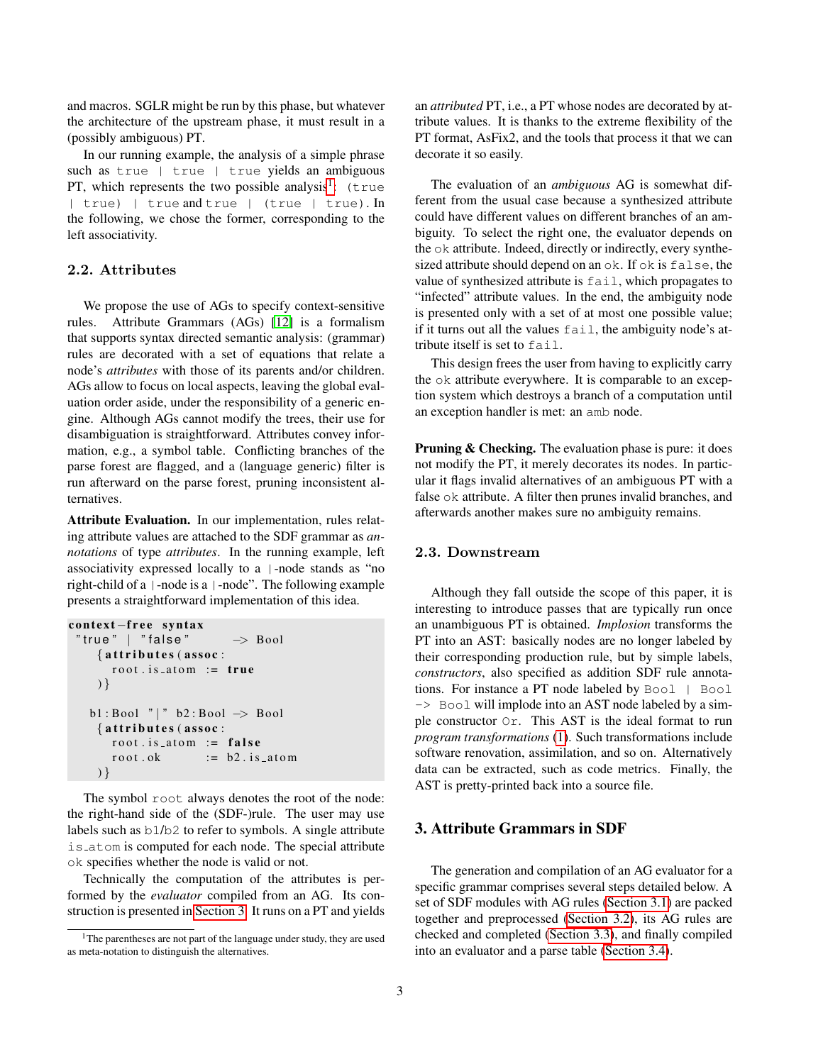and macros. SGLR might be run by this phase, but whatever the architecture of the upstream phase, it must result in a (possibly ambiguous) PT.

In our running example, the analysis of a simple phrase such as `true | true | true` yields an ambiguous PT, which represents the two possible analysis[1]: `(true | true) | true` and `true | (true | true)`. In the following, we chose the former, corresponding to the left associativity.

### 2.2. Attributes

We propose the use of AGs to specify context-sensitive rules. Attribute Grammars (AGs) [12] is a formalism that supports syntax directed semantic analysis: (grammar) rules are decorated with a set of equations that relate a node's *attributes* with those of its parents and/or children. AGs allow to focus on local aspects, leaving the global evaluation order aside, under the responsibility of a generic engine. Although AGs cannot modify the trees, their use for disambiguation is straightforward. Attributes convey information, e.g., a symbol table. Conflicting branches of the parse forest are flagged, and a (language generic) filter is run afterward on the parse forest, pruning inconsistent alternatives.

**Attribute Evaluation.** In our implementation, rules relating attribute values are attached to the SDF grammar as *annotations* of type *attributes*. In the running example, left associativity expressed locally to a `|`-node stands as "no right-child of a `|`-node is a `|`-node". The following example presents a straightforward implementation of this idea.

```
context-free syntax
 "true" | "false"       -> Bool
    {attributes(assoc:
       root.is_atom  := true
    )}

   b1:Bool "|" b2:Bool -> Bool
    {attributes(assoc:
       root.is_atom  := false
       root.ok       := b2.is_atom
    )}
```

The symbol `root` always denotes the root of the node: the right-hand side of the (SDF-)rule. The user may use labels such as `b1`/`b2` to refer to symbols. A single attribute `is_atom` is computed for each node. The special attribute `ok` specifies whether the node is valid or not.

Technically the computation of the attributes is performed by the *evaluator* compiled from an AG. Its construction is presented in Section 3. It runs on a PT and yields an *attributed* PT, i.e., a PT whose nodes are decorated by attribute values. It is thanks to the extreme flexibility of the PT format, AsFix2, and the tools that process it that we can decorate it so easily.

The evaluation of an *ambiguous* AG is somewhat different from the usual case because a synthesized attribute could have different values on different branches of an ambiguity. To select the right one, the evaluator depends on the `ok` attribute. Indeed, directly or indirectly, every synthesized attribute should depend on an `ok`. If `ok` is `false`, the value of synthesized attribute is `fail`, which propagates to "infected" attribute values. In the end, the ambiguity node is presented only with a set of at most one possible value; if it turns out all the values `fail`, the ambiguity node's attribute itself is set to `fail`.

This design frees the user from having to explicitly carry the `ok` attribute everywhere. It is comparable to an exception system which destroys a branch of a computation until an exception handler is met: an `amb` node.

**Pruning & Checking.** The evaluation phase is pure: it does not modify the PT, it merely decorates its nodes. In particular it flags invalid alternatives of an ambiguous PT with a false `ok` attribute. A filter then prunes invalid branches, and afterwards another makes sure no ambiguity remains.

### 2.3. Downstream

Although they fall outside the scope of this paper, it is interesting to introduce passes that are typically run once an unambiguous PT is obtained. *Implosion* transforms the PT into an AST: basically nodes are no longer labeled by their corresponding production rule, but by simple labels, *constructors*, also specified as addition SDF rule annotations. For instance a PT node labeled by `Bool | Bool -> Bool` will implode into an AST node labeled by a simple constructor `Or`. This AST is the ideal format to run *program transformations* [1]. Such transformations include software renovation, assimilation, and so on. Alternatively data can be extracted, such as code metrics. Finally, the AST is pretty-printed back into a source file.

## 3. Attribute Grammars in SDF

The generation and compilation of an AG evaluator for a specific grammar comprises several steps detailed below. A set of SDF modules with AG rules (Section 3.1) are packed together and preprocessed (Section 3.2), its AG rules are checked and completed (Section 3.3), and finally compiled into an evaluator and a parse table (Section 3.4).

[1] The parentheses are not part of the language under study, they are used as meta-notation to distinguish the alternatives.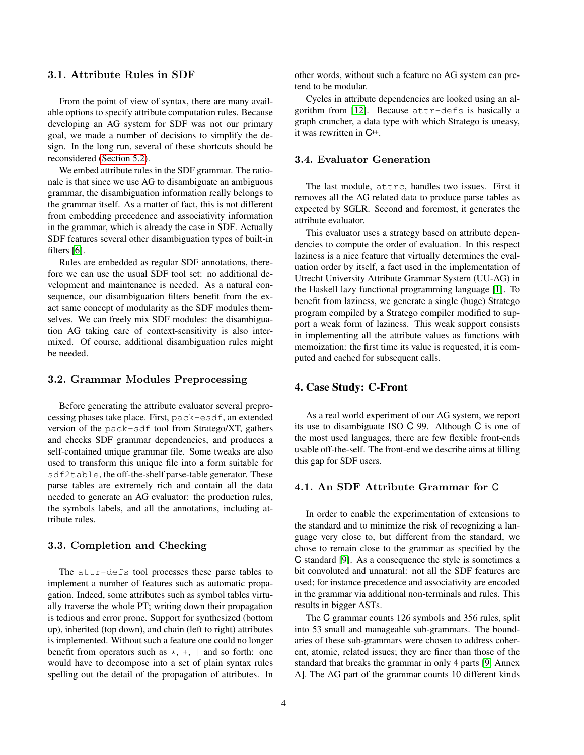### 3.1. Attribute Rules in SDF

From the point of view of syntax, there are many available options to specify attribute computation rules. Because developing an AG system for SDF was not our primary goal, we made a number of decisions to simplify the design. In the long run, several of these shortcuts should be reconsidered (Section 5.2).

We embed attribute rules in the SDF grammar. The rationale is that since we use AG to disambiguate an ambiguous grammar, the disambiguation information really belongs to the grammar itself. As a matter of fact, this is not different from embedding precedence and associativity information in the grammar, which is already the case in SDF. Actually SDF features several other disambiguation types of built-in filters [6].

Rules are embedded as regular SDF annotations, therefore we can use the usual SDF tool set: no additional development and maintenance is needed. As a natural consequence, our disambiguation filters benefit from the exact same concept of modularity as the SDF modules themselves. We can freely mix SDF modules: the disambiguation AG taking care of context-sensitivity is also intermixed. Of course, additional disambiguation rules might be needed.

### 3.2. Grammar Modules Preprocessing

Before generating the attribute evaluator several preprocessing phases take place. First, `pack-esdf`, an extended version of the `pack-sdf` tool from Stratego/XT, gathers and checks SDF grammar dependencies, and produces a self-contained unique grammar file. Some tweaks are also used to transform this unique file into a form suitable for `sdf2table`, the off-the-shelf parse-table generator. These parse tables are extremely rich and contain all the data needed to generate an AG evaluator: the production rules, the symbols labels, and all the annotations, including attribute rules.

### 3.3. Completion and Checking

The `attr-defs` tool processes these parse tables to implement a number of features such as automatic propagation. Indeed, some attributes such as symbol tables virtually traverse the whole PT; writing down their propagation is tedious and error prone. Support for synthesized (bottom up), inherited (top down), and chain (left to right) attributes is implemented. Without such a feature one could no longer benefit from operators such as `*`, `+`, `|` and so forth: one would have to decompose into a set of plain syntax rules spelling out the detail of the propagation of attributes. In other words, without such a feature no AG system can pretend to be modular.

Cycles in attribute dependencies are looked using an algorithm from [12]. Because `attr-defs` is basically a graph cruncher, a data type with which Stratego is uneasy, it was rewritten in C++.

### 3.4. Evaluator Generation

The last module, `attrc`, handles two issues. First it removes all the AG related data to produce parse tables as expected by SGLR. Second and foremost, it generates the attribute evaluator.

This evaluator uses a strategy based on attribute dependencies to compute the order of evaluation. In this respect laziness is a nice feature that virtually determines the evaluation order by itself, a fact used in the implementation of Utrecht University Attribute Grammar System (UU-AG) in the Haskell lazy functional programming language [1]. To benefit from laziness, we generate a single (huge) Stratego program compiled by a Stratego compiler modified to support a weak form of laziness. This weak support consists in implementing all the attribute values as functions with memoization: the first time its value is requested, it is computed and cached for subsequent calls.

## 4. Case Study: C-Front

As a real world experiment of our AG system, we report its use to disambiguate ISO C 99. Although C is one of the most used languages, there are few flexible front-ends usable off-the-shelf. The front-end we describe aims at filling this gap for SDF users.

### 4.1. An SDF Attribute Grammar for C

In order to enable the experimentation of extensions to the standard and to minimize the risk of recognizing a language very close to, but different from the standard, we chose to remain close to the grammar as specified by the C standard [9]. As a consequence the style is sometimes a bit convoluted and unnatural: not all the SDF features are used; for instance precedence and associativity are encoded in the grammar via additional non-terminals and rules. This results in bigger ASTs.

The C grammar counts 126 symbols and 356 rules, split into 53 small and manageable sub-grammars. The boundaries of these sub-grammars were chosen to address coherent, atomic, related issues; they are finer than those of the standard that breaks the grammar in only 4 parts [9, Annex A]. The AG part of the grammar counts 10 different kinds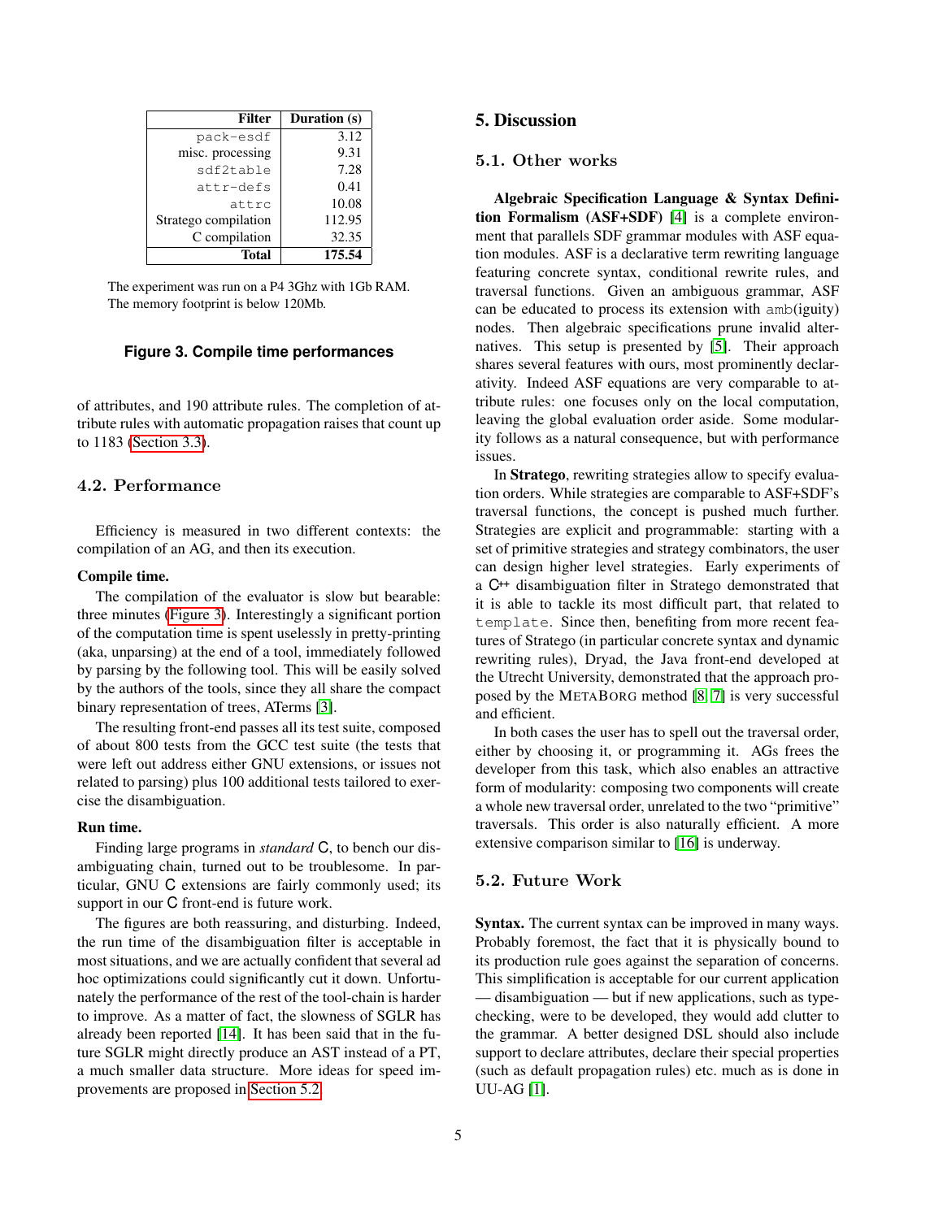| Filter | Duration (s) |
|---:|---:|
| `pack-esdf` | 3.12 |
| misc. processing | 9.31 |
| `sdf2table` | 7.28 |
| `attr-defs` | 0.41 |
| `attrc` | 10.08 |
| Stratego compilation | 112.95 |
| C compilation | 32.35 |
| **Total** | **175.54** |

The experiment was run on a P4 3Ghz with 1Gb RAM.
The memory footprint is below 120Mb.

**Figure 3. Compile time performances**

of attributes, and 190 attribute rules. The completion of attribute rules with automatic propagation raises that count up to 1183 (Section 3.3).

### 4.2. Performance

Efficiency is measured in two different contexts: the compilation of an AG, and then its execution.

**Compile time.**

The compilation of the evaluator is slow but bearable: three minutes (Figure 3). Interestingly a significant portion of the computation time is spent uselessly in pretty-printing (aka, unparsing) at the end of a tool, immediately followed by parsing by the following tool. This will be easily solved by the authors of the tools, since they all share the compact binary representation of trees, ATerms [3].

The resulting front-end passes all its test suite, composed of about 800 tests from the GCC test suite (the tests that were left out address either GNU extensions, or issues not related to parsing) plus 100 additional tests tailored to exercise the disambiguation.

**Run time.**

Finding large programs in *standard* C, to bench our disambiguating chain, turned out to be troublesome. In particular, GNU C extensions are fairly commonly used; its support in our C front-end is future work.

The figures are both reassuring, and disturbing. Indeed, the run time of the disambiguation filter is acceptable in most situations, and we are actually confident that several ad hoc optimizations could significantly cut it down. Unfortunately the performance of the rest of the tool-chain is harder to improve. As a matter of fact, the slowness of SGLR has already been reported [14]. It has been said that in the future SGLR might directly produce an AST instead of a PT, a much smaller data structure. More ideas for speed improvements are proposed in Section 5.2.

## 5. Discussion

### 5.1. Other works

**Algebraic Specification Language & Syntax Definition Formalism (ASF+SDF)** [4] is a complete environment that parallels SDF grammar modules with ASF equation modules. ASF is a declarative term rewriting language featuring concrete syntax, conditional rewrite rules, and traversal functions. Given an ambiguous grammar, ASF can be educated to process its extension with `amb`(iguity) nodes. Then algebraic specifications prune invalid alternatives. This setup is presented by [5]. Their approach shares several features with ours, most prominently declarativity. Indeed ASF equations are very comparable to attribute rules: one focuses only on the local computation, leaving the global evaluation order aside. Some modularity follows as a natural consequence, but with performance issues.

In **Stratego**, rewriting strategies allow to specify evaluation orders. While strategies are comparable to ASF+SDF's traversal functions, the concept is pushed much further. Strategies are explicit and programmable: starting with a set of primitive strategies and strategy combinators, the user can design higher level strategies. Early experiments of a C++ disambiguation filter in Stratego demonstrated that it is able to tackle its most difficult part, that related to `template`. Since then, benefiting from more recent features of Stratego (in particular concrete syntax and dynamic rewriting rules), Dryad, the Java front-end developed at the Utrecht University, demonstrated that the approach proposed by the MetaBorg method [8, 7] is very successful and efficient.

In both cases the user has to spell out the traversal order, either by choosing it, or programming it. AGs frees the developer from this task, which also enables an attractive form of modularity: composing two components will create a whole new traversal order, unrelated to the two "primitive" traversals. This order is also naturally efficient. A more extensive comparison similar to [16] is underway.

### 5.2. Future Work

**Syntax.** The current syntax can be improved in many ways. Probably foremost, the fact that it is physically bound to its production rule goes against the separation of concerns. This simplification is acceptable for our current application — disambiguation — but if new applications, such as type-checking, were to be developed, they would add clutter to the grammar. A better designed DSL should also include support to declare attributes, declare their special properties (such as default propagation rules) etc. much as is done in UU-AG [1].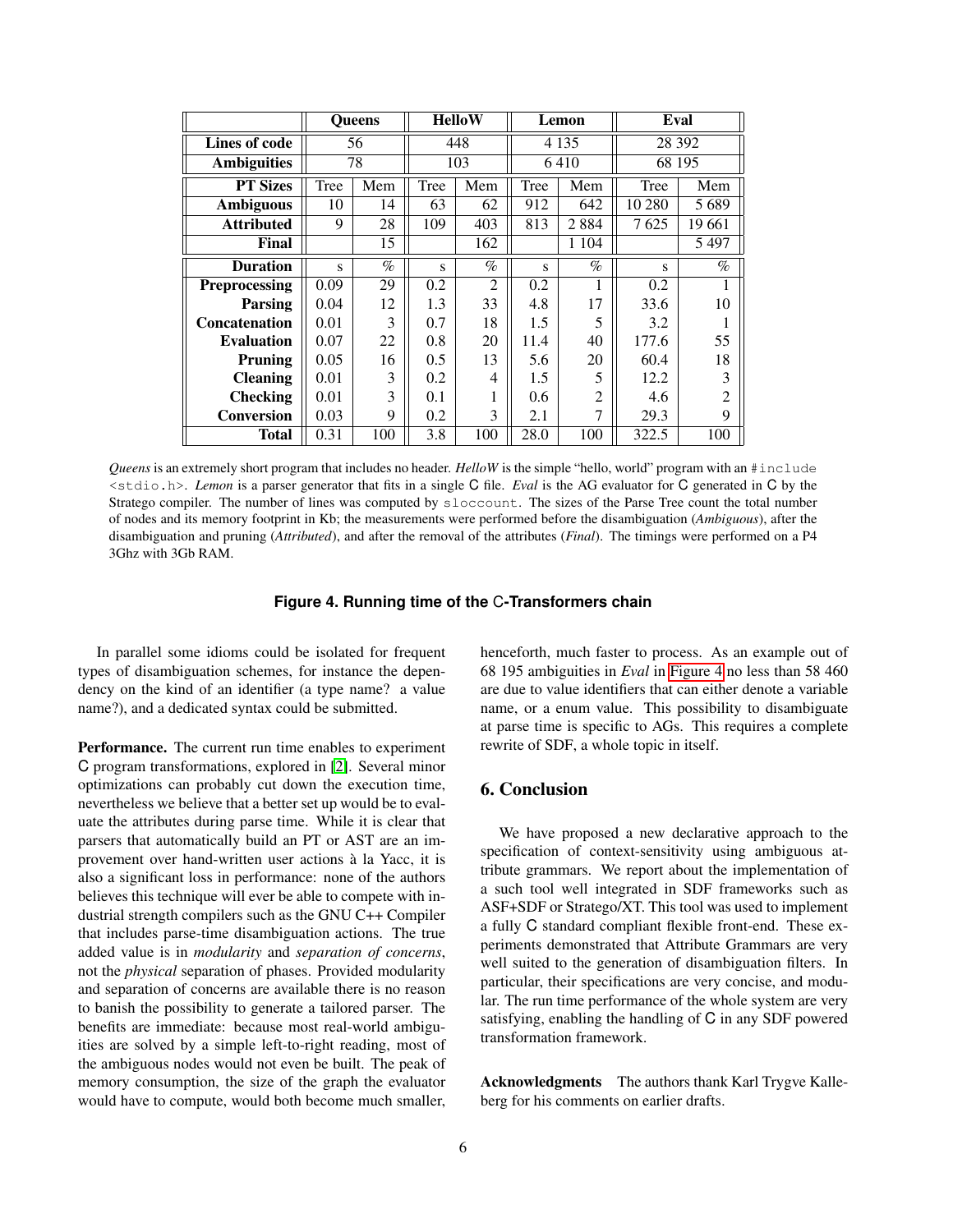| | Queens | | HelloW | | Lemon | | Eval | |
|---|---|---|---|---|---|---|---|---|
| **Lines of code** | 56 | | 448 | | 4 135 | | 28 392 | |
| **Ambiguities** | 78 | | 103 | | 6 410 | | 68 195 | |
| **PT Sizes** | Tree | Mem | Tree | Mem | Tree | Mem | Tree | Mem |
| **Ambiguous** | 10 | 14 | 63 | 62 | 912 | 642 | 10 280 | 5 689 |
| **Attributed** | 9 | 28 | 109 | 403 | 813 | 2 884 | 7 625 | 19 661 |
| **Final** | | 15 | | 162 | | 1 104 | | 5 497 |
| **Duration** | s | % | s | % | s | % | s | % |
| **Preprocessing** | 0.09 | 29 | 0.2 | 2 | 0.2 | 1 | 0.2 | 1 |
| **Parsing** | 0.04 | 12 | 1.3 | 33 | 4.8 | 17 | 33.6 | 10 |
| **Concatenation** | 0.01 | 3 | 0.7 | 18 | 1.5 | 5 | 3.2 | 1 |
| **Evaluation** | 0.07 | 22 | 0.8 | 20 | 11.4 | 40 | 177.6 | 55 |
| **Pruning** | 0.05 | 16 | 0.5 | 13 | 5.6 | 20 | 60.4 | 18 |
| **Cleaning** | 0.01 | 3 | 0.2 | 4 | 1.5 | 5 | 12.2 | 3 |
| **Checking** | 0.01 | 3 | 0.1 | 1 | 0.6 | 2 | 4.6 | 2 |
| **Conversion** | 0.03 | 9 | 0.2 | 3 | 2.1 | 7 | 29.3 | 9 |
| **Total** | 0.31 | 100 | 3.8 | 100 | 28.0 | 100 | 322.5 | 100 |

*Queens* is an extremely short program that includes no header. *HelloW* is the simple "hello, world" program with an `#include <stdio.h>`. *Lemon* is a parser generator that fits in a single C file. *Eval* is the AG evaluator for C generated in C by the Stratego compiler. The number of lines was computed by `sloccount`. The sizes of the Parse Tree count the total number of nodes and its memory footprint in Kb; the measurements were performed before the disambiguation (*Ambiguous*), after the disambiguation and pruning (*Attributed*), and after the removal of the attributes (*Final*). The timings were performed on a P4 3Ghz with 3Gb RAM.

**Figure 4. Running time of the C-Transformers chain**

In parallel some idioms could be isolated for frequent types of disambiguation schemes, for instance the dependency on the kind of an identifier (a type name? a value name?), and a dedicated syntax could be submitted.

**Performance.** The current run time enables to experiment C program transformations, explored in [2]. Several minor optimizations can probably cut down the execution time, nevertheless we believe that a better set up would be to evaluate the attributes during parse time. While it is clear that parsers that automatically build an PT or AST are an improvement over hand-written user actions à la Yacc, it is also a significant loss in performance: none of the authors believes this technique will ever be able to compete with industrial strength compilers such as the GNU C++ Compiler that includes parse-time disambiguation actions. The true added value is in *modularity* and *separation of concerns*, not the *physical* separation of phases. Provided modularity and separation of concerns are available there is no reason to banish the possibility to generate a tailored parser. The benefits are immediate: because most real-world ambiguities are solved by a simple left-to-right reading, most of the ambiguous nodes would not even be built. The peak of memory consumption, the size of the graph the evaluator would have to compute, would both become much smaller, henceforth, much faster to process. As an example out of 68 195 ambiguities in *Eval* in Figure 4 no less than 58 460 are due to value identifiers that can either denote a variable name, or a enum value. This possibility to disambiguate at parse time is specific to AGs. This requires a complete rewrite of SDF, a whole topic in itself.

## 6. Conclusion

We have proposed a new declarative approach to the specification of context-sensitivity using ambiguous attribute grammars. We report about the implementation of a such tool well integrated in SDF frameworks such as ASF+SDF or Stratego/XT. This tool was used to implement a fully C standard compliant flexible front-end. These experiments demonstrated that Attribute Grammars are very well suited to the generation of disambiguation filters. In particular, their specifications are very concise, and modular. The run time performance of the whole system are very satisfying, enabling the handling of C in any SDF powered transformation framework.

**Acknowledgments** The authors thank Karl Trygve Kalleberg for his comments on earlier drafts.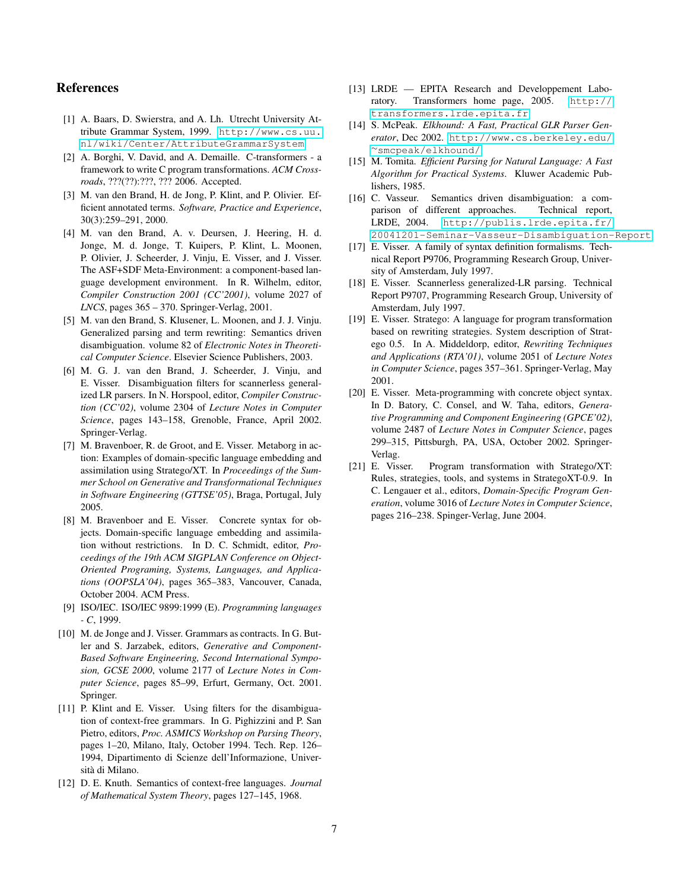## References

[1] A. Baars, D. Swierstra, and A. Lh. Utrecht University Attribute Grammar System, 1999. http://www.cs.uu.nl/wiki/Center/AttributeGrammarSystem

[2] A. Borghi, V. David, and A. Demaille. C-transformers - a framework to write C program transformations. *ACM Crossroads*, ???(??):???, ??? 2006. Accepted.

[3] M. van den Brand, H. de Jong, P. Klint, and P. Olivier. Efficient annotated terms. *Software, Practice and Experience*, 30(3):259–291, 2000.

[4] M. van den Brand, A. v. Deursen, J. Heering, H. d. Jonge, M. d. Jonge, T. Kuipers, P. Klint, L. Moonen, P. Olivier, J. Scheerder, J. Vinju, E. Visser, and J. Visser. The ASF+SDF Meta-Environment: a component-based language development environment. In R. Wilhelm, editor, *Compiler Construction 2001 (CC'2001)*, volume 2027 of *LNCS*, pages 365 – 370. Springer-Verlag, 2001.

[5] M. van den Brand, S. Klusener, L. Moonen, and J. J. Vinju. Generalized parsing and term rewriting: Semantics driven disambiguation. volume 82 of *Electronic Notes in Theoretical Computer Science*. Elsevier Science Publishers, 2003.

[6] M. G. J. van den Brand, J. Scheerder, J. Vinju, and E. Visser. Disambiguation filters for scannerless generalized LR parsers. In N. Horspool, editor, *Compiler Construction (CC'02)*, volume 2304 of *Lecture Notes in Computer Science*, pages 143–158, Grenoble, France, April 2002. Springer-Verlag.

[7] M. Bravenboer, R. de Groot, and E. Visser. Metaborg in action: Examples of domain-specific language embedding and assimilation using Stratego/XT. In *Proceedings of the Summer School on Generative and Transformational Techniques in Software Engineering (GTTSE'05)*, Braga, Portugal, July 2005.

[8] M. Bravenboer and E. Visser. Concrete syntax for objects. Domain-specific language embedding and assimilation without restrictions. In D. C. Schmidt, editor, *Proceedings of the 19th ACM SIGPLAN Conference on Object-Oriented Programing, Systems, Languages, and Applications (OOPSLA'04)*, pages 365–383, Vancouver, Canada, October 2004. ACM Press.

[9] ISO/IEC. ISO/IEC 9899:1999 (E). *Programming languages - C*, 1999.

[10] M. de Jonge and J. Visser. Grammars as contracts. In G. Butler and S. Jarzabek, editors, *Generative and Component-Based Software Engineering, Second International Symposion, GCSE 2000*, volume 2177 of *Lecture Notes in Computer Science*, pages 85–99, Erfurt, Germany, Oct. 2001. Springer.

[11] P. Klint and E. Visser. Using filters for the disambiguation of context-free grammars. In G. Pighizzini and P. San Pietro, editors, *Proc. ASMICS Workshop on Parsing Theory*, pages 1–20, Milano, Italy, October 1994. Tech. Rep. 126–1994, Dipartimento di Scienze dell'Informazione, Università di Milano.

[12] D. E. Knuth. Semantics of context-free languages. *Journal of Mathematical System Theory*, pages 127–145, 1968.

[13] LRDE — EPITA Research and Developpement Laboratory. Transformers home page, 2005. http://transformers.lrde.epita.fr

[14] S. McPeak. *Elkhound: A Fast, Practical GLR Parser Generator*, Dec 2002. http://www.cs.berkeley.edu/~smcpeak/elkhound/

[15] M. Tomita. *Efficient Parsing for Natural Language: A Fast Algorithm for Practical Systems*. Kluwer Academic Publishers, 1985.

[16] C. Vasseur. Semantics driven disambiguation: a comparison of different approaches. Technical report, LRDE, 2004. http://publis.lrde.epita.fr/20041201-Seminar-Vasseur-Disambiguation-Report

[17] E. Visser. A family of syntax definition formalisms. Technical Report P9706, Programming Research Group, University of Amsterdam, July 1997.

[18] E. Visser. Scannerless generalized-LR parsing. Technical Report P9707, Programming Research Group, University of Amsterdam, July 1997.

[19] E. Visser. Stratego: A language for program transformation based on rewriting strategies. System description of Stratego 0.5. In A. Middeldorp, editor, *Rewriting Techniques and Applications (RTA'01)*, volume 2051 of *Lecture Notes in Computer Science*, pages 357–361. Springer-Verlag, May 2001.

[20] E. Visser. Meta-programming with concrete object syntax. In D. Batory, C. Consel, and W. Taha, editors, *Generative Programming and Component Engineering (GPCE'02)*, volume 2487 of *Lecture Notes in Computer Science*, pages 299–315, Pittsburgh, PA, USA, October 2002. Springer-Verlag.

[21] E. Visser. Program transformation with Stratego/XT: Rules, strategies, tools, and systems in StrategoXT-0.9. In C. Lengauer et al., editors, *Domain-Specific Program Generation*, volume 3016 of *Lecture Notes in Computer Science*, pages 216–238. Spinger-Verlag, June 2004.